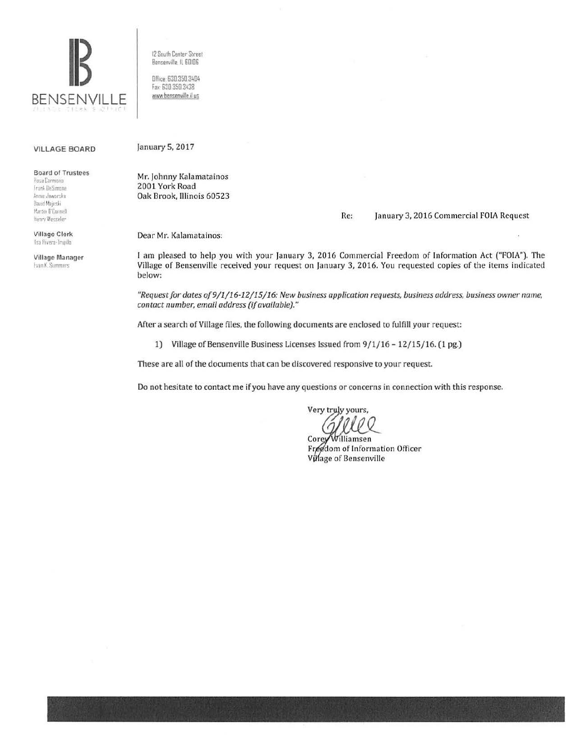# BENSENVILLE

VILLAGE CLERK'S OFFICE

12 South Center Street
Bensenville, IL 60106

Office: 630.350.3404
Fax: 630.350.3438
www.bensenville.il.us

**VILLAGE BOARD**

**Board of Trustees**
Rosa Carmona
Frank DeSimone
Annie Jaworska
David Majeski
Martin O'Connell
Henry Wesseler

**Village Clerk**
Ilsa Rivera-Trujillo

**Village Manager**
Evan K. Summers

January 5, 2017

Mr. Johnny Kalamatainos
2001 York Road
Oak Brook, Illinois 60523

Re: January 3, 2016 Commercial FOIA Request

Dear Mr. Kalamatainos:

I am pleased to help you with your January 3, 2016 Commercial Freedom of Information Act ("FOIA"). The Village of Bensenville received your request on January 3, 2016. You requested copies of the items indicated below:

*"Request for dates of 9/1/16-12/15/16: New business application requests, business address, business owner name, contact number, email address (if available)."*

After a search of Village files, the following documents are enclosed to fulfill your request:

1) Village of Bensenville Business Licenses Issued from 9/1/16 – 12/15/16. (1 pg.)

These are all of the documents that can be discovered responsive to your request.

Do not hesitate to contact me if you have any questions or concerns in connection with this response.

Very truly yours,

Corey Williamsen
Freedom of Information Officer
Village of Bensenville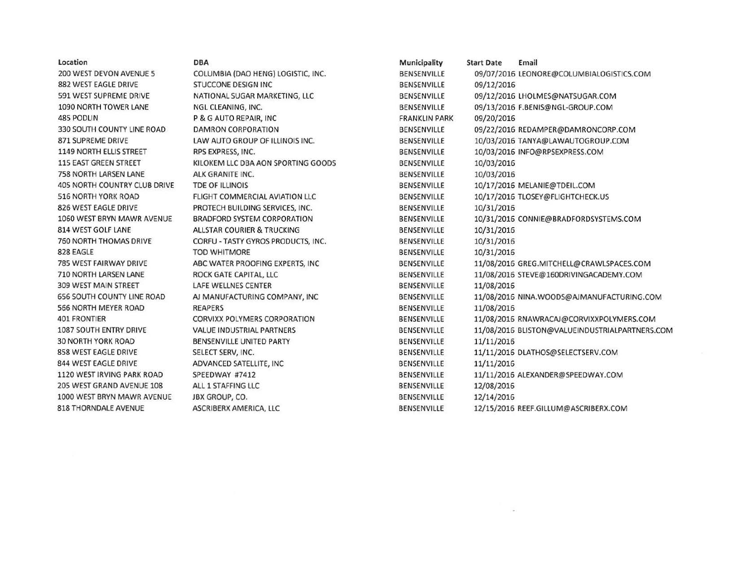| Location | DBA | Municipality | Start Date | Email |
|---|---|---|---|---|
| 200 WEST DEVON AVENUE 5 | COLUMBIA (DAO HENG) LOGISTIC, INC. | BENSENVILLE | 09/07/2016 | LEONORE@COLUMBIALOGISTICS.COM |
| 882 WEST EAGLE DRIVE | STUCCONE DESIGN INC | BENSENVILLE | 09/12/2016 | |
| 591 WEST SUPREME DRIVE | NATIONAL SUGAR MARKETING, LLC | BENSENVILLE | 09/12/2016 | LHOLMES@NATSUGAR.COM |
| 1090 NORTH TOWER LANE | NGL CLEANING, INC. | BENSENVILLE | 09/13/2016 | F.BENIS@NGL-GROUP.COM |
| 485 PODLIN | P & G AUTO REPAIR, INC | FRANKLIN PARK | 09/20/2016 | |
| 330 SOUTH COUNTY LINE ROAD | DAMRON CORPORATION | BENSENVILLE | 09/22/2016 | REDAMPER@DAMRONCORP.COM |
| 871 SUPREME DRIVE | LAW AUTO GROUP OF ILLINOIS INC. | BENSENVILLE | 10/03/2016 | TANYA@LAWAUTOGROUP.COM |
| 1149 NORTH ELLIS STREET | RPS EXPRESS, INC. | BENSENVILLE | 10/03/2016 | INFO@RPSEXPRESS.COM |
| 115 EAST GREEN STREET | KILOKEM LLC DBA AON SPORTING GOODS | BENSENVILLE | 10/03/2016 | |
| 758 NORTH LARSEN LANE | ALK GRANITE INC. | BENSENVILLE | 10/03/2016 | |
| 405 NORTH COUNTRY CLUB DRIVE | TDE OF ILLINOIS | BENSENVILLE | 10/17/2016 | MELANIE@TDEIL.COM |
| 516 NORTH YORK ROAD | FLIGHT COMMERCIAL AVIATION LLC | BENSENVILLE | 10/17/2016 | TLOSEY@FLIGHTCHECK.US |
| 826 WEST EAGLE DRIVE | PROTECH BUILDING SERVICES, INC. | BENSENVILLE | 10/31/2016 | |
| 1060 WEST BRYN MAWR AVENUE | BRADFORD SYSTEM CORPORATION | BENSENVILLE | 10/31/2016 | CONNIE@BRADFORDSYSTEMS.COM |
| 814 WEST GOLF LANE | ALLSTAR COURIER & TRUCKING | BENSENVILLE | 10/31/2016 | |
| 760 NORTH THOMAS DRIVE | CORFU - TASTY GYROS PRODUCTS, INC. | BENSENVILLE | 10/31/2016 | |
| 828 EAGLE | TOD WHITMORE | BENSENVILLE | 10/31/2016 | |
| 785 WEST FAIRWAY DRIVE | ABC WATER PROOFING EXPERTS, INC | BENSENVILLE | 11/08/2016 | GREG.MITCHELL@CRAWLSPACES.COM |
| 710 NORTH LARSEN LANE | ROCK GATE CAPITAL, LLC | BENSENVILLE | 11/08/2016 | STEVE@160DRIVINGACADEMY.COM |
| 309 WEST MAIN STREET | LAFE WELLNES CENTER | BENSENVILLE | 11/08/2016 | |
| 656 SOUTH COUNTY LINE ROAD | AJ MANUFACTURING COMPANY, INC | BENSENVILLE | 11/08/2016 | NINA.WOODS@AJMANUFACTURING.COM |
| 566 NORTH MEYER ROAD | REAPERS | BENSENVILLE | 11/08/2016 | |
| 401 FRONTIER | CORVIXX POLYMERS CORPORATION | BENSENVILLE | 11/08/2016 | RNAWRACAJ@CORVIXXPOLYMERS.COM |
| 1087 SOUTH ENTRY DRIVE | VALUE INDUSTRIAL PARTNERS | BENSENVILLE | 11/08/2016 | BLISTON@VALUEINDUSTRIALPARTNERS.COM |
| 30 NORTH YORK ROAD | BENSENVILLE UNITED PARTY | BENSENVILLE | 11/11/2016 | |
| 858 WEST EAGLE DRIVE | SELECT SERV, INC. | BENSENVILLE | 11/11/2016 | DLATHOS@SELECTSERV.COM |
| 844 WEST EAGLE DRIVE | ADVANCED SATELLITE, INC | BENSENVILLE | 11/11/2016 | |
| 1120 WEST IRVING PARK ROAD | SPEEDWAY #7412 | BENSENVILLE | 11/11/2016 | ALEXANDER@SPEEDWAY.COM |
| 205 WEST GRAND AVENUE 108 | ALL 1 STAFFING LLC | BENSENVILLE | 12/08/2016 | |
| 1000 WEST BRYN MAWR AVENUE | JBX GROUP, CO. | BENSENVILLE | 12/14/2016 | |
| 818 THORNDALE AVENUE | ASCRIBERX AMERICA, LLC | BENSENVILLE | 12/15/2016 | REEF.GILLUM@ASCRIBERX.COM |